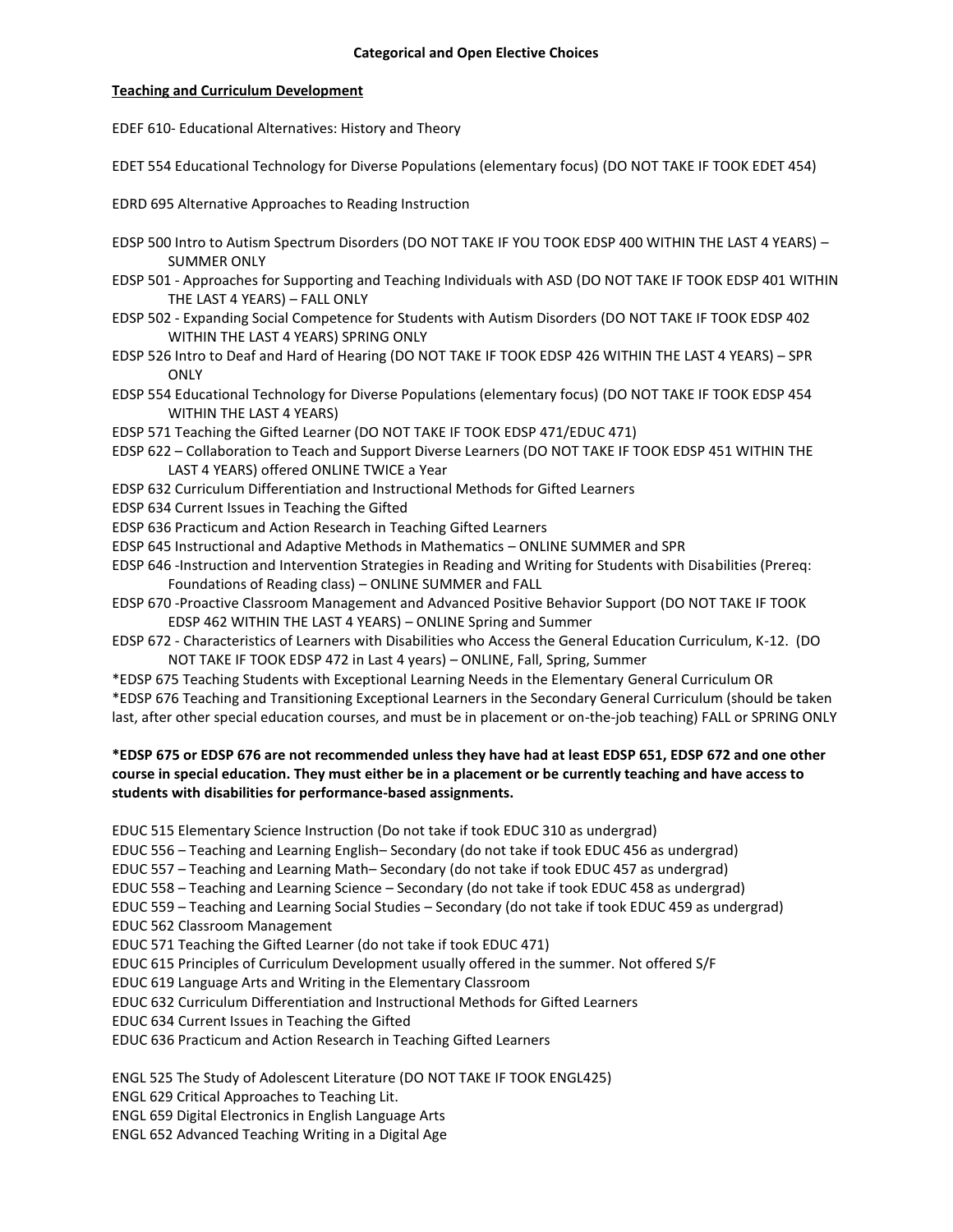# Categorical and Open Elective Choices

## Teaching and Curriculum Development

EDEF 610- Educational Alternatives: History and Theory

EDET 554 Educational Technology for Diverse Populations (elementary focus) (DO NOT TAKE IF TOOK EDET 454)

EDRD 695 Alternative Approaches to Reading Instruction

EDSP 500 Intro to Autism Spectrum Disorders (DO NOT TAKE IF YOU TOOK EDSP 400 WITHIN THE LAST 4 YEARS) – SUMMER ONLY
EDSP 501 - Approaches for Supporting and Teaching Individuals with ASD (DO NOT TAKE IF TOOK EDSP 401 WITHIN THE LAST 4 YEARS) – FALL ONLY
EDSP 502 - Expanding Social Competence for Students with Autism Disorders (DO NOT TAKE IF TOOK EDSP 402 WITHIN THE LAST 4 YEARS) SPRING ONLY
EDSP 526 Intro to Deaf and Hard of Hearing (DO NOT TAKE IF TOOK EDSP 426 WITHIN THE LAST 4 YEARS) – SPR ONLY
EDSP 554 Educational Technology for Diverse Populations (elementary focus) (DO NOT TAKE IF TOOK EDSP 454 WITHIN THE LAST 4 YEARS)
EDSP 571 Teaching the Gifted Learner (DO NOT TAKE IF TOOK EDSP 471/EDUC 471)
EDSP 622 – Collaboration to Teach and Support Diverse Learners (DO NOT TAKE IF TOOK EDSP 451 WITHIN THE LAST 4 YEARS) offered ONLINE TWICE a Year
EDSP 632 Curriculum Differentiation and Instructional Methods for Gifted Learners
EDSP 634 Current Issues in Teaching the Gifted
EDSP 636 Practicum and Action Research in Teaching Gifted Learners
EDSP 645 Instructional and Adaptive Methods in Mathematics – ONLINE SUMMER and SPR
EDSP 646 -Instruction and Intervention Strategies in Reading and Writing for Students with Disabilities (Prereq: Foundations of Reading class) – ONLINE SUMMER and FALL
EDSP 670 -Proactive Classroom Management and Advanced Positive Behavior Support (DO NOT TAKE IF TOOK EDSP 462 WITHIN THE LAST 4 YEARS) – ONLINE Spring and Summer
EDSP 672 - Characteristics of Learners with Disabilities who Access the General Education Curriculum, K-12. (DO NOT TAKE IF TOOK EDSP 472 in Last 4 years) – ONLINE, Fall, Spring, Summer
*EDSP 675 Teaching Students with Exceptional Learning Needs in the Elementary General Curriculum OR
*EDSP 676 Teaching and Transitioning Exceptional Learners in the Secondary General Curriculum (should be taken last, after other special education courses, and must be in placement or on-the-job teaching) FALL or SPRING ONLY

**\*EDSP 675 or EDSP 676 are not recommended unless they have had at least EDSP 651, EDSP 672 and one other course in special education. They must either be in a placement or be currently teaching and have access to students with disabilities for performance-based assignments.**

EDUC 515 Elementary Science Instruction (Do not take if took EDUC 310 as undergrad)
EDUC 556 – Teaching and Learning English– Secondary (do not take if took EDUC 456 as undergrad)
EDUC 557 – Teaching and Learning Math– Secondary (do not take if took EDUC 457 as undergrad)
EDUC 558 – Teaching and Learning Science – Secondary (do not take if took EDUC 458 as undergrad)
EDUC 559 – Teaching and Learning Social Studies – Secondary (do not take if took EDUC 459 as undergrad)
EDUC 562 Classroom Management
EDUC 571 Teaching the Gifted Learner (do not take if took EDUC 471)
EDUC 615 Principles of Curriculum Development usually offered in the summer. Not offered S/F
EDUC 619 Language Arts and Writing in the Elementary Classroom
EDUC 632 Curriculum Differentiation and Instructional Methods for Gifted Learners
EDUC 634 Current Issues in Teaching the Gifted
EDUC 636 Practicum and Action Research in Teaching Gifted Learners

ENGL 525 The Study of Adolescent Literature (DO NOT TAKE IF TOOK ENGL425)
ENGL 629 Critical Approaches to Teaching Lit.
ENGL 659 Digital Electronics in English Language Arts
ENGL 652 Advanced Teaching Writing in a Digital Age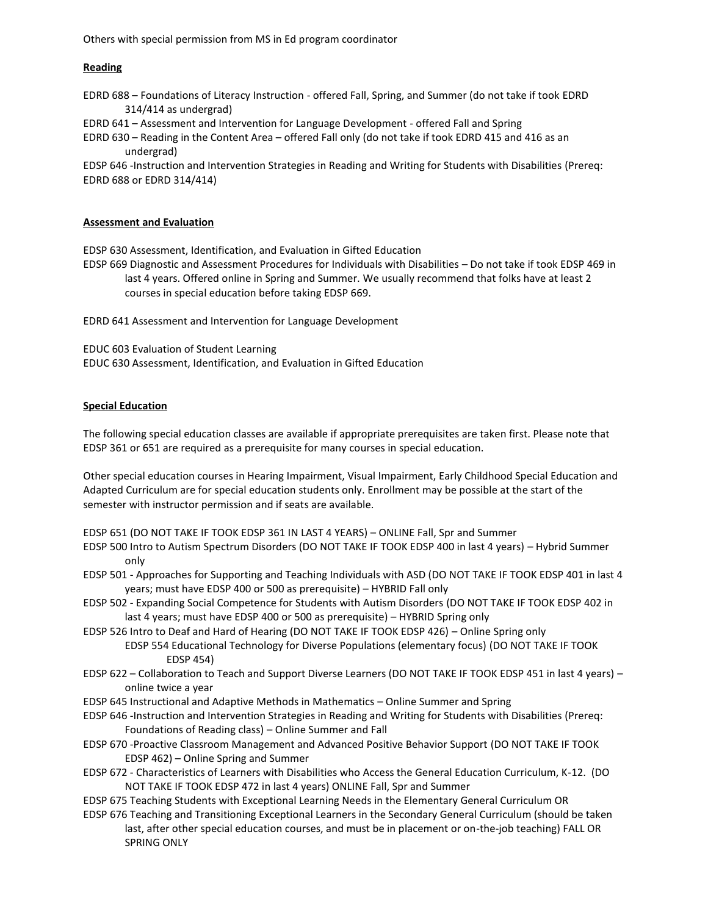Others with special permission from MS in Ed program coordinator

**Reading**

EDRD 688 – Foundations of Literacy Instruction - offered Fall, Spring, and Summer (do not take if took EDRD 314/414 as undergrad)
EDRD 641 – Assessment and Intervention for Language Development - offered Fall and Spring
EDRD 630 – Reading in the Content Area – offered Fall only (do not take if took EDRD 415 and 416 as an undergrad)
EDSP 646 -Instruction and Intervention Strategies in Reading and Writing for Students with Disabilities (Prereq: EDRD 688 or EDRD 314/414)

**Assessment and Evaluation**

EDSP 630 Assessment, Identification, and Evaluation in Gifted Education
EDSP 669 Diagnostic and Assessment Procedures for Individuals with Disabilities – Do not take if took EDSP 469 in last 4 years. Offered online in Spring and Summer. We usually recommend that folks have at least 2 courses in special education before taking EDSP 669.

EDRD 641 Assessment and Intervention for Language Development

EDUC 603 Evaluation of Student Learning
EDUC 630 Assessment, Identification, and Evaluation in Gifted Education

**Special Education**

The following special education classes are available if appropriate prerequisites are taken first. Please note that EDSP 361 or 651 are required as a prerequisite for many courses in special education.

Other special education courses in Hearing Impairment, Visual Impairment, Early Childhood Special Education and Adapted Curriculum are for special education students only. Enrollment may be possible at the start of the semester with instructor permission and if seats are available.

EDSP 651 (DO NOT TAKE IF TOOK EDSP 361 IN LAST 4 YEARS) – ONLINE Fall, Spr and Summer
EDSP 500 Intro to Autism Spectrum Disorders (DO NOT TAKE IF TOOK EDSP 400 in last 4 years) – Hybrid Summer only
EDSP 501 - Approaches for Supporting and Teaching Individuals with ASD (DO NOT TAKE IF TOOK EDSP 401 in last 4 years; must have EDSP 400 or 500 as prerequisite) – HYBRID Fall only
EDSP 502 - Expanding Social Competence for Students with Autism Disorders (DO NOT TAKE IF TOOK EDSP 402 in last 4 years; must have EDSP 400 or 500 as prerequisite) – HYBRID Spring only
EDSP 526 Intro to Deaf and Hard of Hearing (DO NOT TAKE IF TOOK EDSP 426) – Online Spring only
EDSP 554 Educational Technology for Diverse Populations (elementary focus) (DO NOT TAKE IF TOOK EDSP 454)
EDSP 622 – Collaboration to Teach and Support Diverse Learners (DO NOT TAKE IF TOOK EDSP 451 in last 4 years) – online twice a year
EDSP 645 Instructional and Adaptive Methods in Mathematics – Online Summer and Spring
EDSP 646 -Instruction and Intervention Strategies in Reading and Writing for Students with Disabilities (Prereq: Foundations of Reading class) – Online Summer and Fall
EDSP 670 -Proactive Classroom Management and Advanced Positive Behavior Support (DO NOT TAKE IF TOOK EDSP 462) – Online Spring and Summer
EDSP 672 - Characteristics of Learners with Disabilities who Access the General Education Curriculum, K-12. (DO NOT TAKE IF TOOK EDSP 472 in last 4 years) ONLINE Fall, Spr and Summer
EDSP 675 Teaching Students with Exceptional Learning Needs in the Elementary General Curriculum OR
EDSP 676 Teaching and Transitioning Exceptional Learners in the Secondary General Curriculum (should be taken last, after other special education courses, and must be in placement or on-the-job teaching) FALL OR SPRING ONLY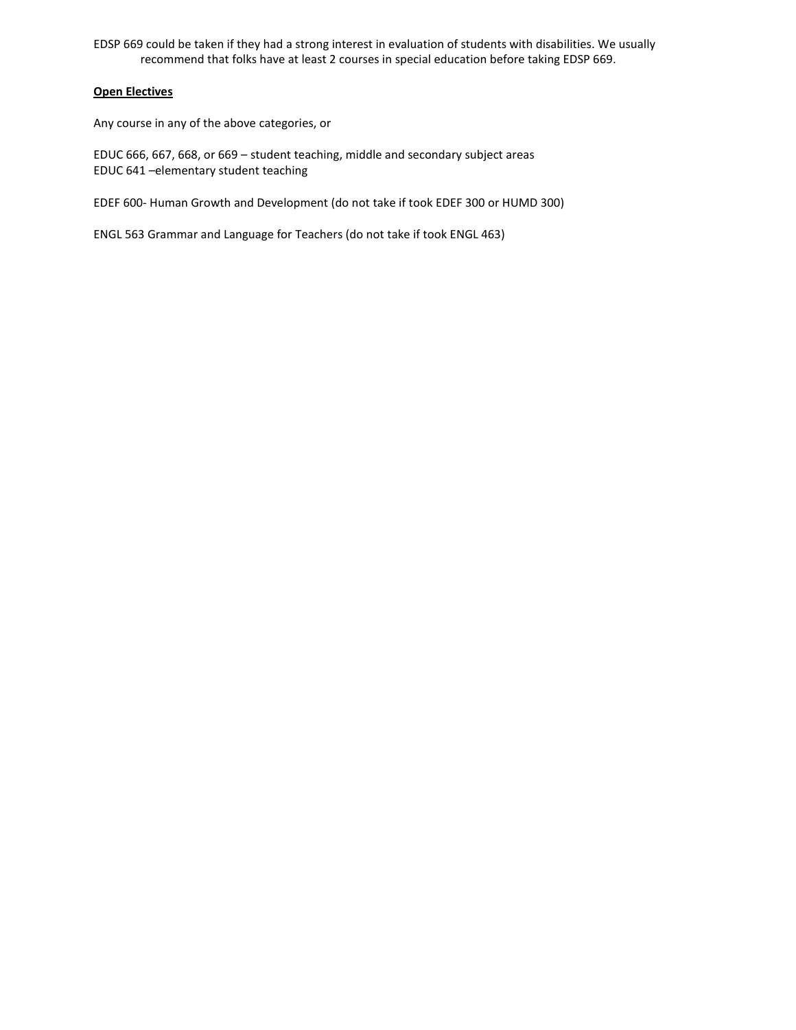EDSP 669 could be taken if they had a strong interest in evaluation of students with disabilities. We usually recommend that folks have at least 2 courses in special education before taking EDSP 669.

**Open Electives**

Any course in any of the above categories, or

EDUC 666, 667, 668, or 669 – student teaching, middle and secondary subject areas
EDUC 641 –elementary student teaching

EDEF 600- Human Growth and Development (do not take if took EDEF 300 or HUMD 300)

ENGL 563 Grammar and Language for Teachers (do not take if took ENGL 463)